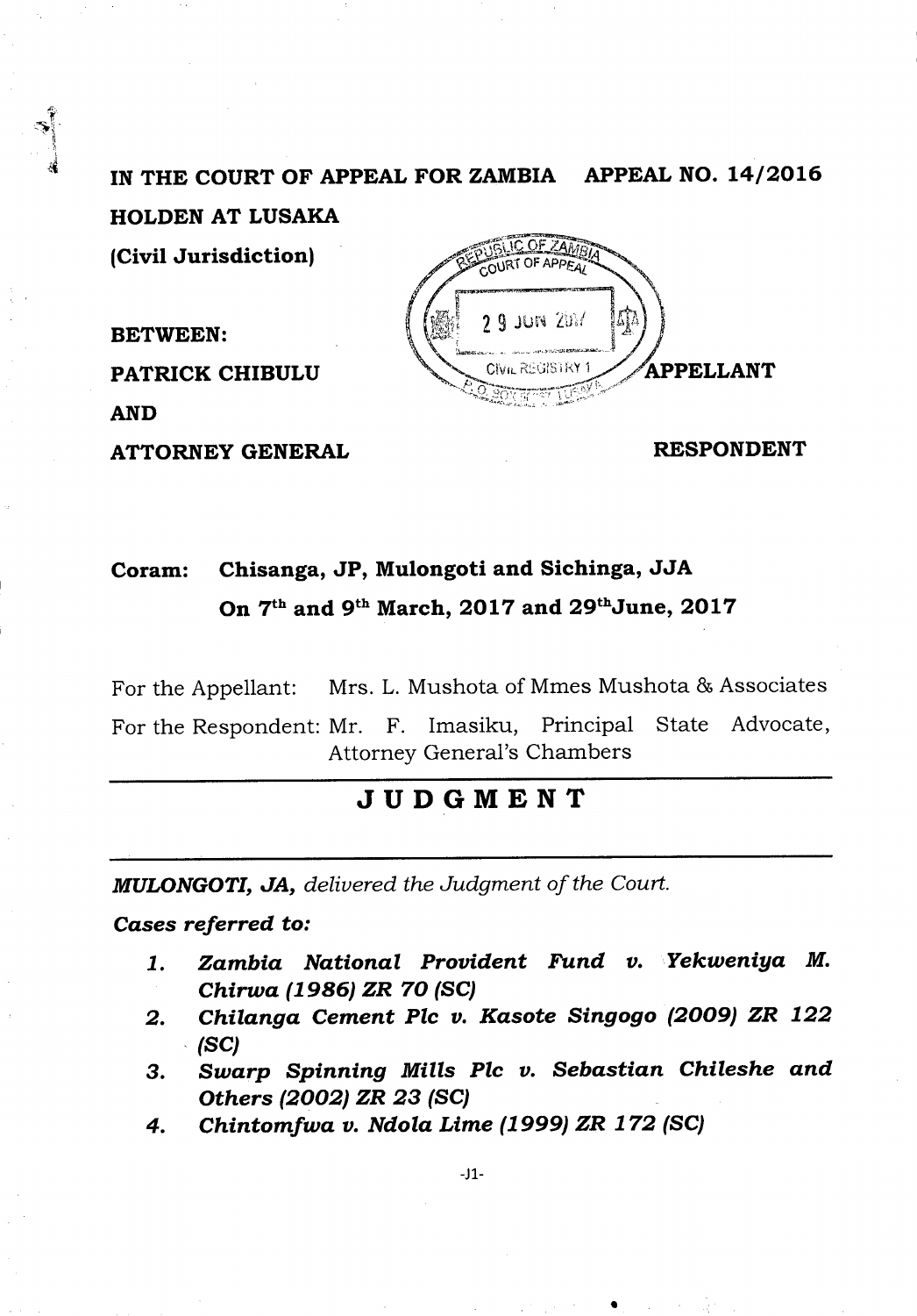**IN THE COURT OF APPEAL FOR ZAMBIA APPEAL NO. 14/2016**

**HOLDEN AT LUSAKA**

**(Civil Jurisdiction)**

**BETWEEN:**

**PATRICK CHIBULU** **APPELLANT**

**AND**

**ATTORNEY GENERAL** **RESPONDENT**

**Coram: Chisanga, JP, Mulongoti and Sichinga, JJA**
**On 7th and 9th March, 2017 and 29th June, 2017**

For the Appellant: Mrs. L. Mushota of Mmes Mushota & Associates

For the Respondent: Mr. F. Imasiku, Principal State Advocate, Attorney General's Chambers

# JUDGMENT

***MULONGOTI, JA,*** *delivered the Judgment of the Court.*

***Cases referred to:***

1. ***Zambia National Provident Fund v. Yekweniya M. Chirwa (1986) ZR 70 (SC)***
2. ***Chilanga Cement Plc v. Kasote Singogo (2009) ZR 122 (SC)***
3. ***Swarp Spinning Mills Plc v. Sebastian Chileshe and Others (2002) ZR 23 (SC)***
4. ***Chintomfwa v. Ndola Lime (1999) ZR 172 (SC)***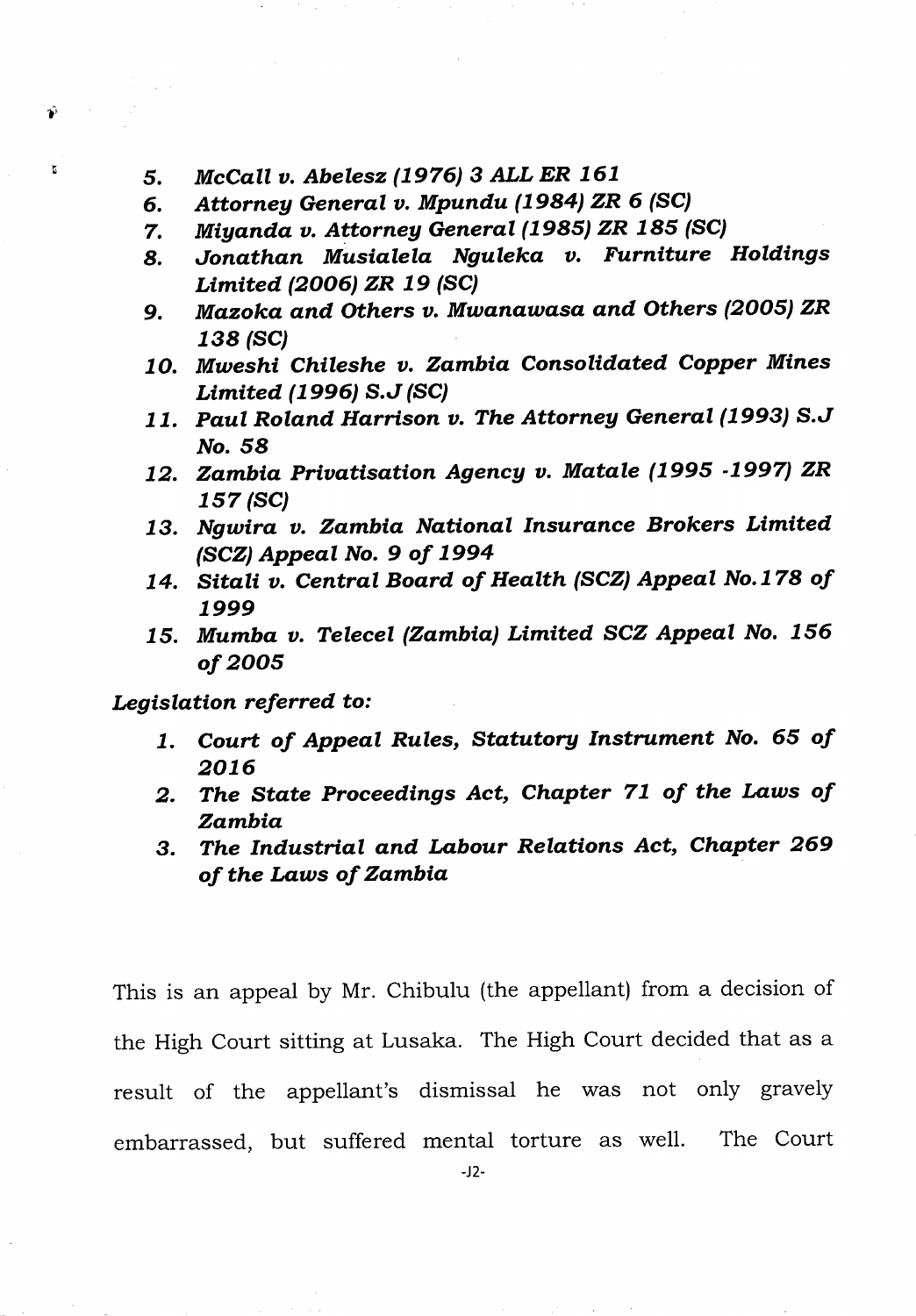5. *McCall v. Abelesz (1976) 3 ALL ER 161*
6. *Attorney General v. Mpundu (1984) ZR 6 (SC)*
7. *Miyanda v. Attorney General (1985) ZR 185 (SC)*
8. *Jonathan Musialela Nguleka v. Furniture Holdings Limited (2006) ZR 19 (SC)*
9. *Mazoka and Others v. Mwanawasa and Others (2005) ZR 138 (SC)*
10. *Mweshi Chileshe v. Zambia Consolidated Copper Mines Limited (1996) S.J (SC)*
11. *Paul Roland Harrison v. The Attorney General (1993) S.J No. 58*
12. *Zambia Privatisation Agency v. Matale (1995 -1997) ZR 157 (SC)*
13. *Ngwira v. Zambia National Insurance Brokers Limited (SCZ) Appeal No. 9 of 1994*
14. *Sitali v. Central Board of Health (SCZ) Appeal No.178 of 1999*
15. *Mumba v. Telecel (Zambia) Limited SCZ Appeal No. 156 of 2005*

***Legislation referred to:***

1. *Court of Appeal Rules, Statutory Instrument No. 65 of 2016*
2. *The State Proceedings Act, Chapter 71 of the Laws of Zambia*
3. *The Industrial and Labour Relations Act, Chapter 269 of the Laws of Zambia*

This is an appeal by Mr. Chibulu (the appellant) from a decision of the High Court sitting at Lusaka. The High Court decided that as a result of the appellant's dismissal he was not only gravely embarrassed, but suffered mental torture as well. The Court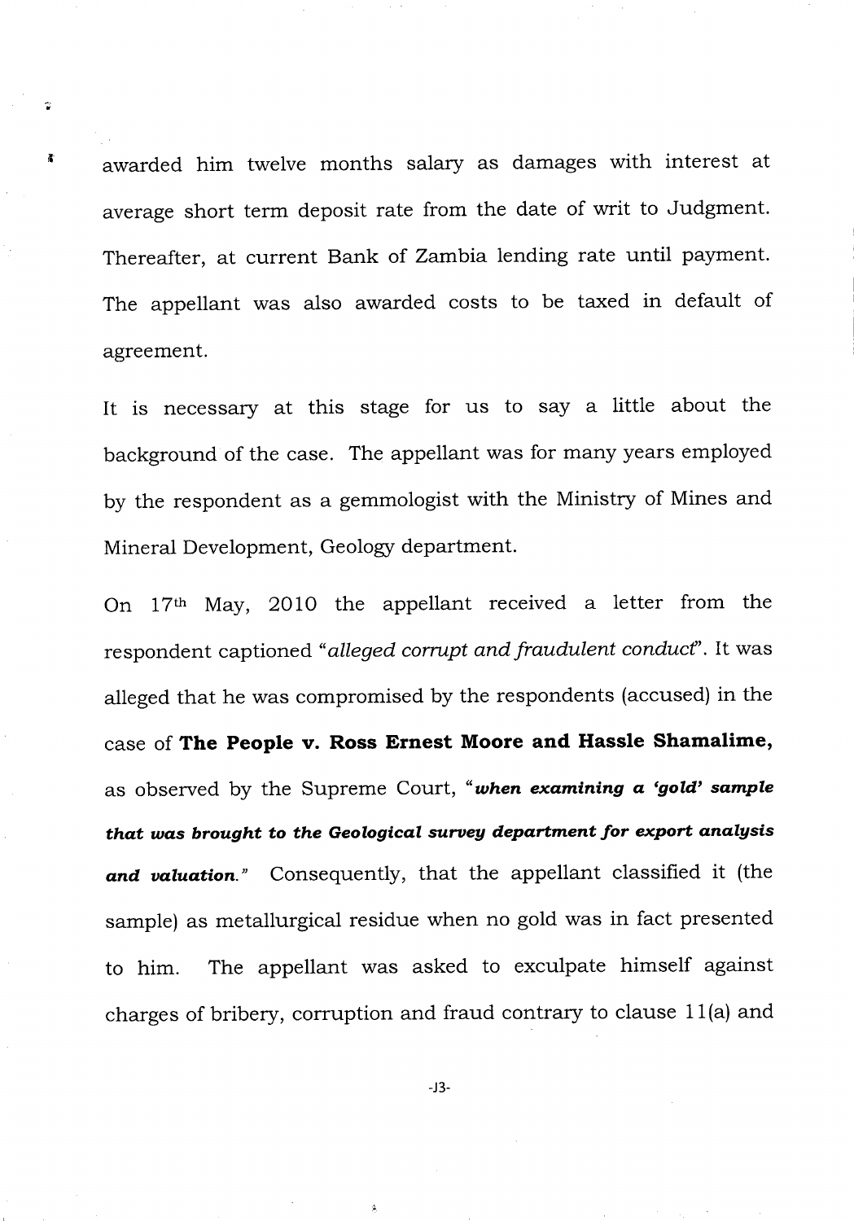awarded him twelve months salary as damages with interest at average short term deposit rate from the date of writ to Judgment. Thereafter, at current Bank of Zambia lending rate until payment. The appellant was also awarded costs to be taxed in default of agreement.

It is necessary at this stage for us to say a little about the background of the case. The appellant was for many years employed by the respondent as a gemmologist with the Ministry of Mines and Mineral Development, Geology department.

On 17th May, 2010 the appellant received a letter from the respondent captioned "*alleged corrupt and fraudulent conduct*". It was alleged that he was compromised by the respondents (accused) in the case of **The People v. Ross Ernest Moore and Hassle Shamalime,** as observed by the Supreme Court, "***when examining a 'gold' sample that was brought to the Geological survey department for export analysis and valuation.***" Consequently, that the appellant classified it (the sample) as metallurgical residue when no gold was in fact presented to him. The appellant was asked to exculpate himself against charges of bribery, corruption and fraud contrary to clause 11(a) and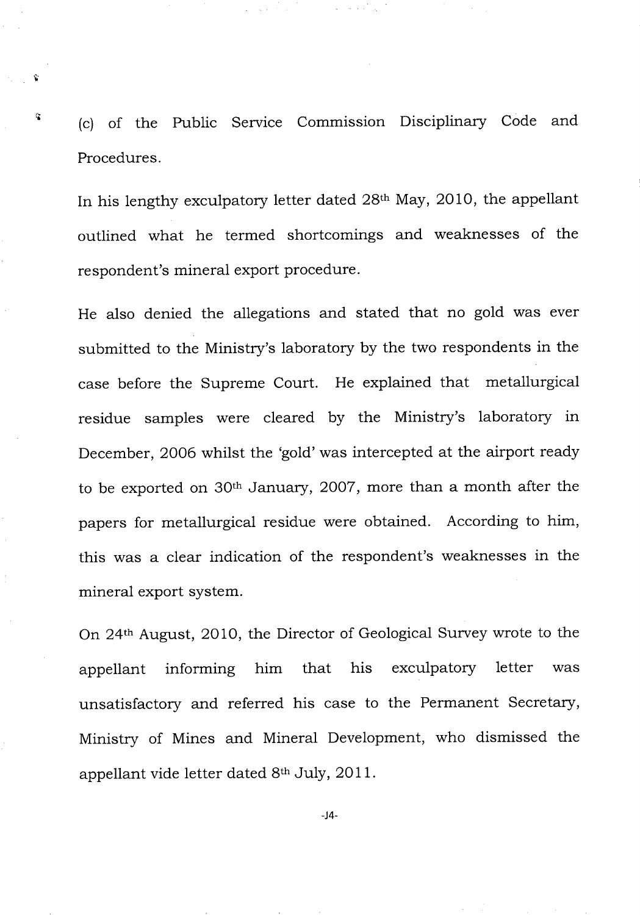(c) of the Public Service Commission Disciplinary Code and Procedures.

In his lengthy exculpatory letter dated 28th May, 2010, the appellant outlined what he termed shortcomings and weaknesses of the respondent's mineral export procedure.

He also denied the allegations and stated that no gold was ever submitted to the Ministry's laboratory by the two respondents in the case before the Supreme Court. He explained that metallurgical residue samples were cleared by the Ministry's laboratory in December, 2006 whilst the 'gold' was intercepted at the airport ready to be exported on 30th January, 2007, more than a month after the papers for metallurgical residue were obtained. According to him, this was a clear indication of the respondent's weaknesses in the mineral export system.

On 24th August, 2010, the Director of Geological Survey wrote to the appellant informing him that his exculpatory letter was unsatisfactory and referred his case to the Permanent Secretary, Ministry of Mines and Mineral Development, who dismissed the appellant vide letter dated 8th July, 2011.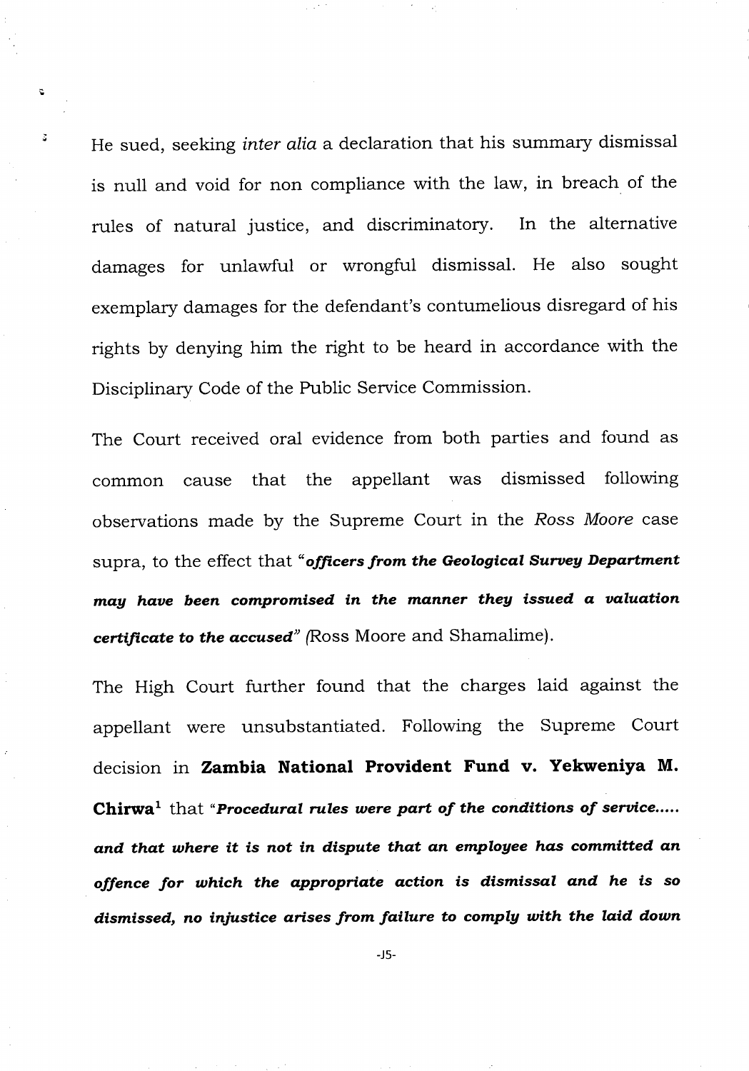He sued, seeking *inter alia* a declaration that his summary dismissal is null and void for non compliance with the law, in breach of the rules of natural justice, and discriminatory. In the alternative damages for unlawful or wrongful dismissal. He also sought exemplary damages for the defendant's contumelious disregard of his rights by denying him the right to be heard in accordance with the Disciplinary Code of the Public Service Commission.

The Court received oral evidence from both parties and found as common cause that the appellant was dismissed following observations made by the Supreme Court in the *Ross Moore* case supra, to the effect that "***officers from the Geological Survey Department may have been compromised in the manner they issued a valuation certificate to the accused***" *(*Ross Moore and Shamalime).

The High Court further found that the charges laid against the appellant were unsubstantiated. Following the Supreme Court decision in **Zambia National Provident Fund v. Yekweniya M. Chirwa**[1] that "***Procedural rules were part of the conditions of service..... and that where it is not in dispute that an employee has committed an offence for which the appropriate action is dismissal and he is so dismissed, no injustice arises from failure to comply with the laid down***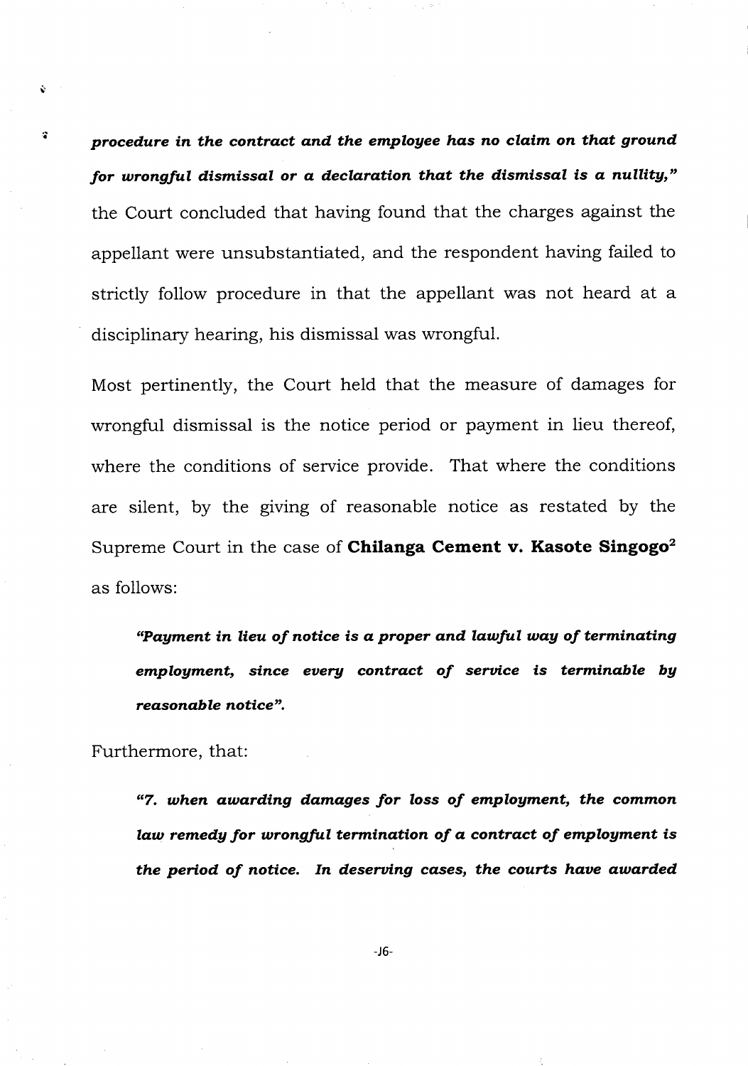***procedure in the contract and the employee has no claim on that ground for wrongful dismissal or a declaration that the dismissal is a nullity,"*** the Court concluded that having found that the charges against the appellant were unsubstantiated, and the respondent having failed to strictly follow procedure in that the appellant was not heard at a disciplinary hearing, his dismissal was wrongful.

Most pertinently, the Court held that the measure of damages for wrongful dismissal is the notice period or payment in lieu thereof, where the conditions of service provide. That where the conditions are silent, by the giving of reasonable notice as restated by the Supreme Court in the case of **Chilanga Cement v. Kasote Singogo**[2] as follows:

> ***"Payment in lieu of notice is a proper and lawful way of terminating employment, since every contract of service is terminable by reasonable notice".***

Furthermore, that:

> ***"7. when awarding damages for loss of employment, the common law remedy for wrongful termination of a contract of employment is the period of notice. In deserving cases, the courts have awarded***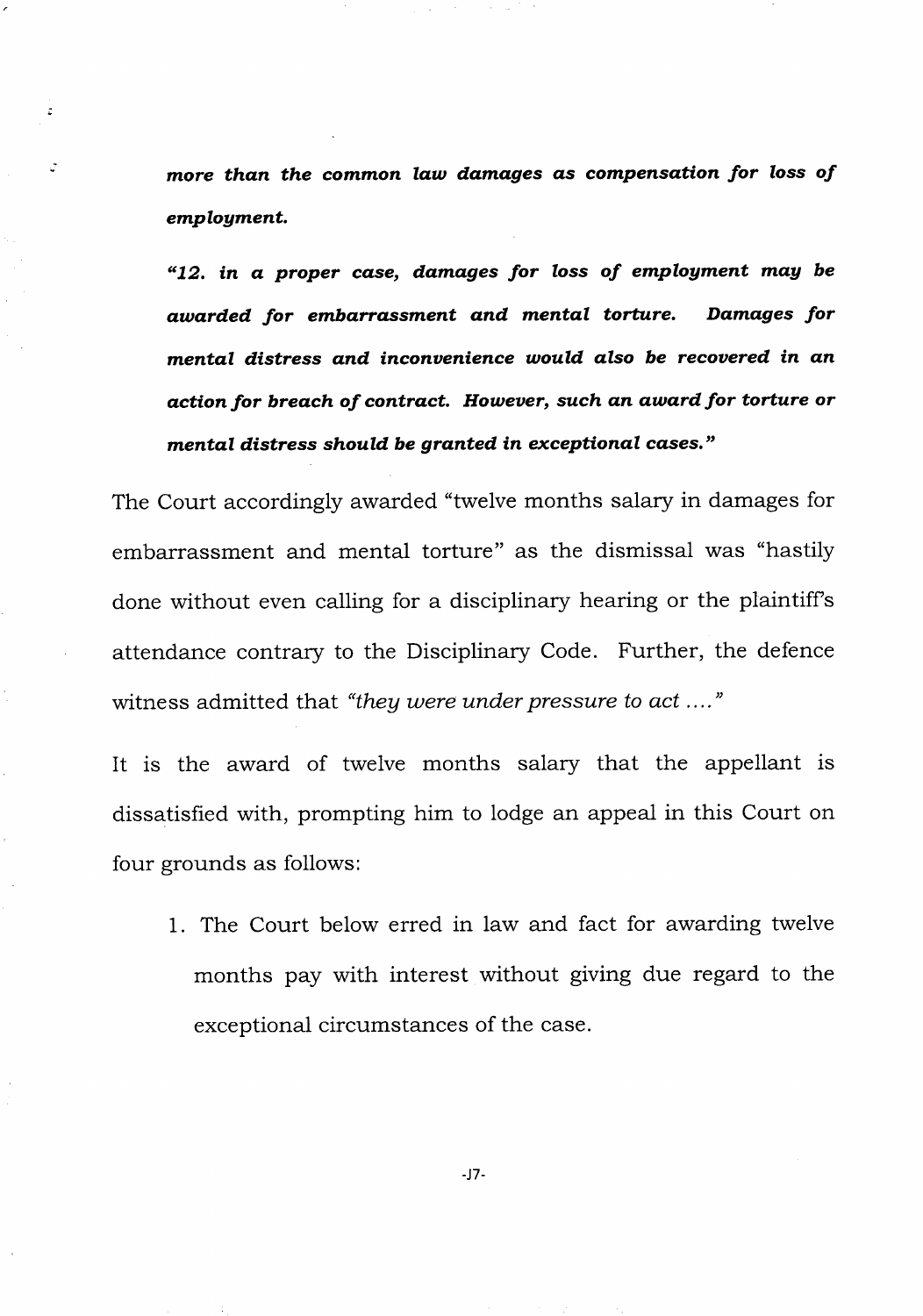***more than the common law damages as compensation for loss of employment.***

***"12. in a proper case, damages for loss of employment may be awarded for embarrassment and mental torture. Damages for mental distress and inconvenience would also be recovered in an action for breach of contract. However, such an award for torture or mental distress should be granted in exceptional cases."***

The Court accordingly awarded "twelve months salary in damages for embarrassment and mental torture" as the dismissal was "hastily done without even calling for a disciplinary hearing or the plaintiff's attendance contrary to the Disciplinary Code. Further, the defence witness admitted that *"they were under pressure to act …."*

It is the award of twelve months salary that the appellant is dissatisfied with, prompting him to lodge an appeal in this Court on four grounds as follows:

1. The Court below erred in law and fact for awarding twelve months pay with interest without giving due regard to the exceptional circumstances of the case.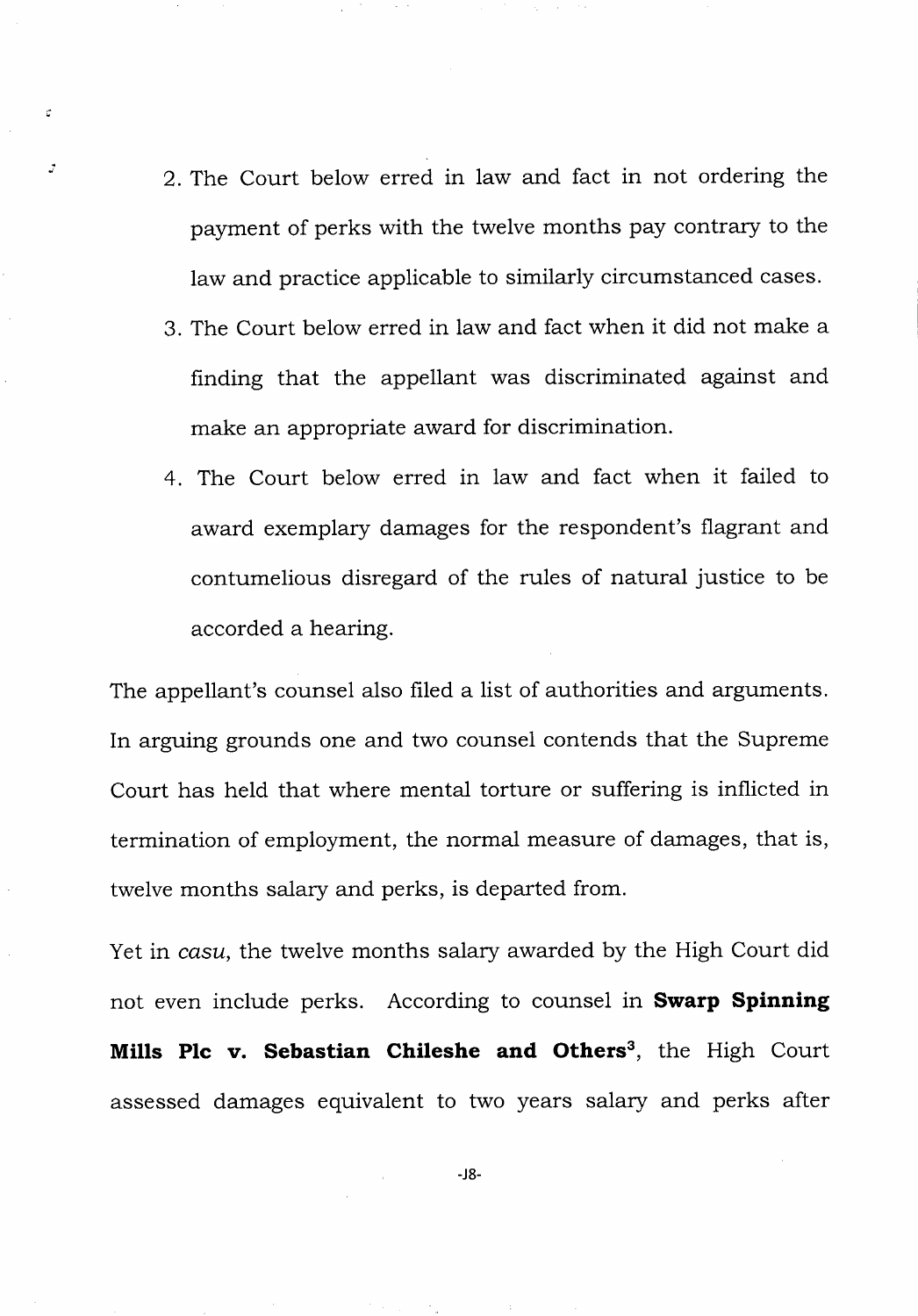2. The Court below erred in law and fact in not ordering the payment of perks with the twelve months pay contrary to the law and practice applicable to similarly circumstanced cases.
3. The Court below erred in law and fact when it did not make a finding that the appellant was discriminated against and make an appropriate award for discrimination.
4. The Court below erred in law and fact when it failed to award exemplary damages for the respondent's flagrant and contumelious disregard of the rules of natural justice to be accorded a hearing.

The appellant's counsel also filed a list of authorities and arguments. In arguing grounds one and two counsel contends that the Supreme Court has held that where mental torture or suffering is inflicted in termination of employment, the normal measure of damages, that is, twelve months salary and perks, is departed from.

Yet in *casu*, the twelve months salary awarded by the High Court did not even include perks. According to counsel in **Swarp Spinning Mills Plc v. Sebastian Chileshe and Others**[3], the High Court assessed damages equivalent to two years salary and perks after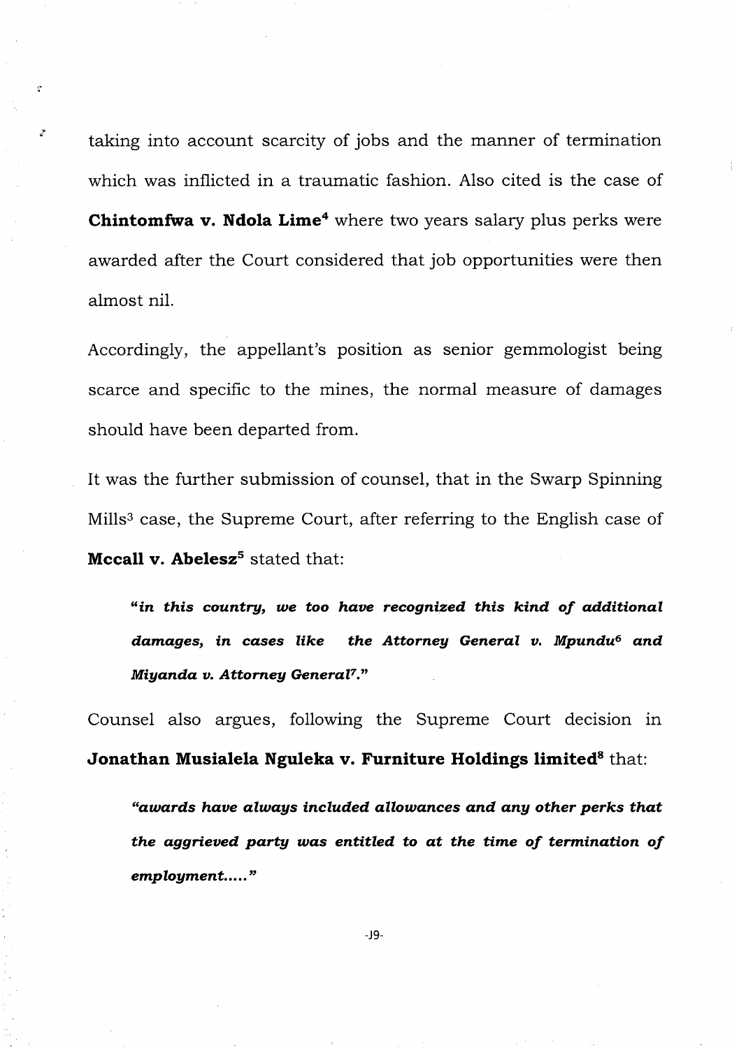taking into account scarcity of jobs and the manner of termination which was inflicted in a traumatic fashion. Also cited is the case of **Chintomfwa v. Ndola Lime**[4] where two years salary plus perks were awarded after the Court considered that job opportunities were then almost nil.

Accordingly, the appellant's position as senior gemmologist being scarce and specific to the mines, the normal measure of damages should have been departed from.

It was the further submission of counsel, that in the Swarp Spinning Mills[3] case, the Supreme Court, after referring to the English case of **Mccall v. Abelesz**[5] stated that:

> ***"in this country, we too have recognized this kind of additional damages, in cases like the Attorney General v. Mpundu[6] and Miyanda v. Attorney General[7]."***

Counsel also argues, following the Supreme Court decision in **Jonathan Musialela Nguleka v. Furniture Holdings limited**[8] that:

> ***"awards have always included allowances and any other perks that the aggrieved party was entitled to at the time of termination of employment....."***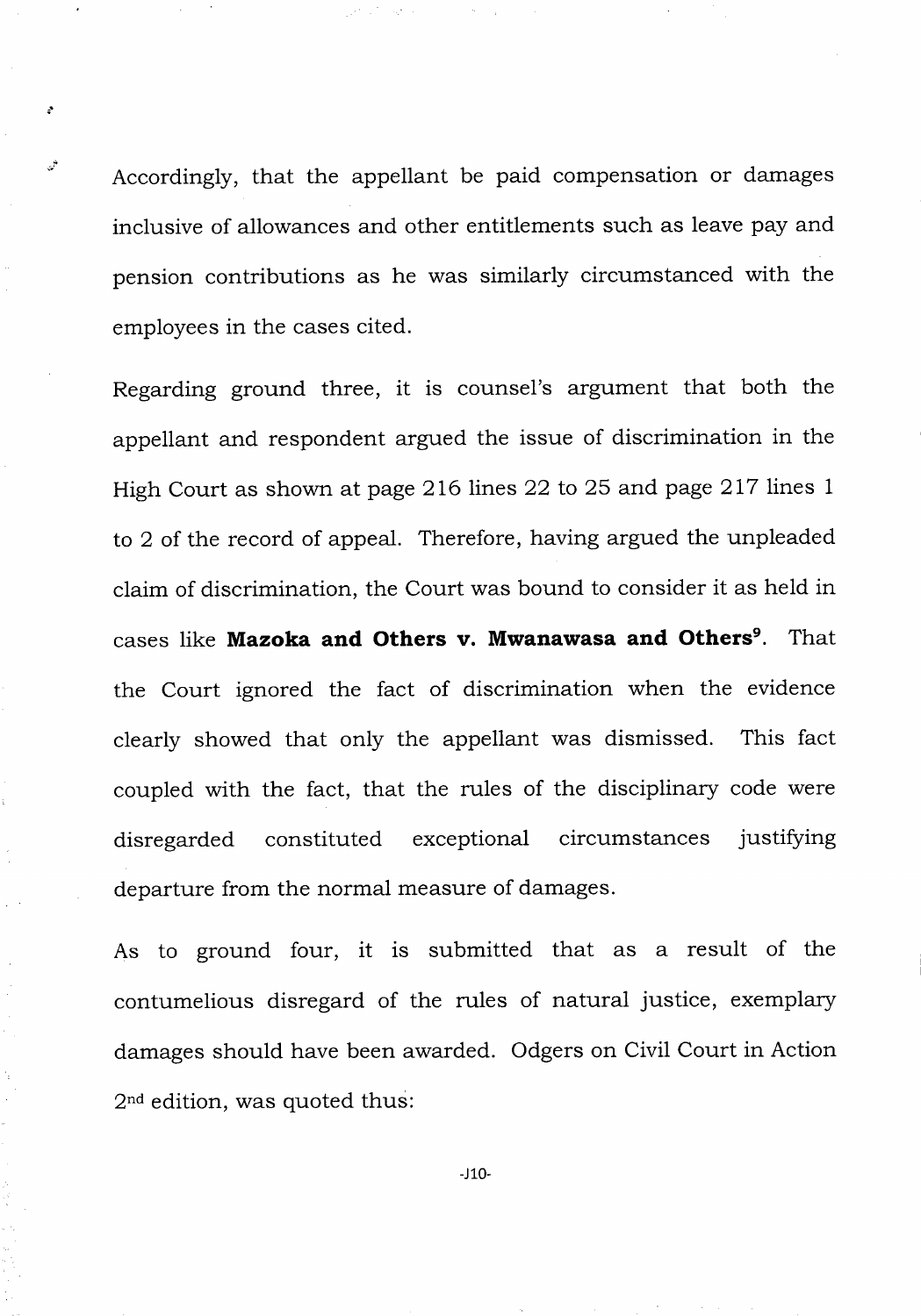Accordingly, that the appellant be paid compensation or damages inclusive of allowances and other entitlements such as leave pay and pension contributions as he was similarly circumstanced with the employees in the cases cited.

Regarding ground three, it is counsel's argument that both the appellant and respondent argued the issue of discrimination in the High Court as shown at page 216 lines 22 to 25 and page 217 lines 1 to 2 of the record of appeal. Therefore, having argued the unpleaded claim of discrimination, the Court was bound to consider it as held in cases like **Mazoka and Others v. Mwanawasa and Others**[9]. That the Court ignored the fact of discrimination when the evidence clearly showed that only the appellant was dismissed. This fact coupled with the fact, that the rules of the disciplinary code were disregarded constituted exceptional circumstances justifying departure from the normal measure of damages.

As to ground four, it is submitted that as a result of the contumelious disregard of the rules of natural justice, exemplary damages should have been awarded. Odgers on Civil Court in Action 2nd edition, was quoted thus: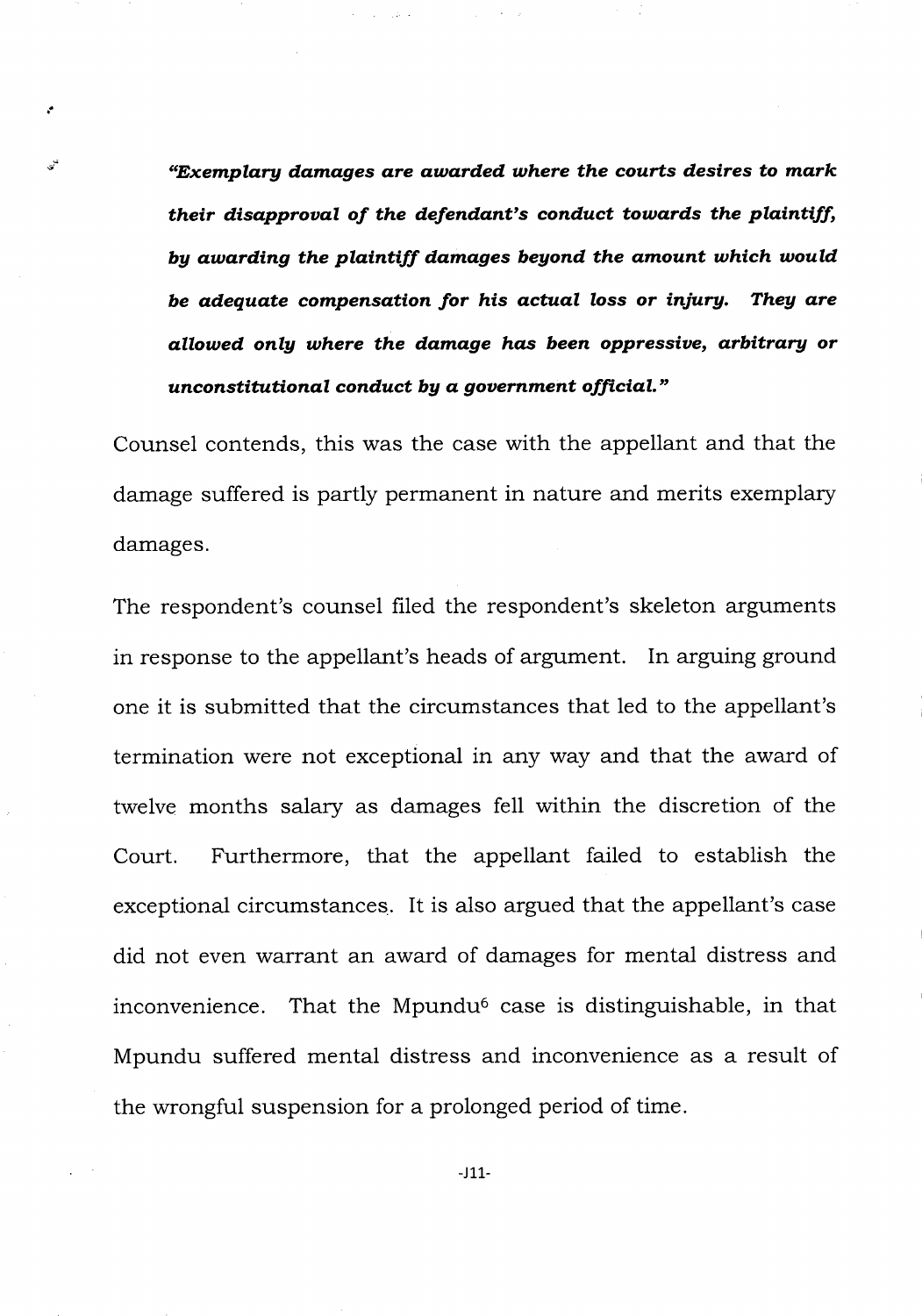***"Exemplary damages are awarded where the courts desires to mark their disapproval of the defendant's conduct towards the plaintiff, by awarding the plaintiff damages beyond the amount which would be adequate compensation for his actual loss or injury. They are allowed only where the damage has been oppressive, arbitrary or unconstitutional conduct by a government official."***

Counsel contends, this was the case with the appellant and that the damage suffered is partly permanent in nature and merits exemplary damages.

The respondent's counsel filed the respondent's skeleton arguments in response to the appellant's heads of argument. In arguing ground one it is submitted that the circumstances that led to the appellant's termination were not exceptional in any way and that the award of twelve months salary as damages fell within the discretion of the Court. Furthermore, that the appellant failed to establish the exceptional circumstances. It is also argued that the appellant's case did not even warrant an award of damages for mental distress and inconvenience. That the Mpundu[6] case is distinguishable, in that Mpundu suffered mental distress and inconvenience as a result of the wrongful suspension for a prolonged period of time.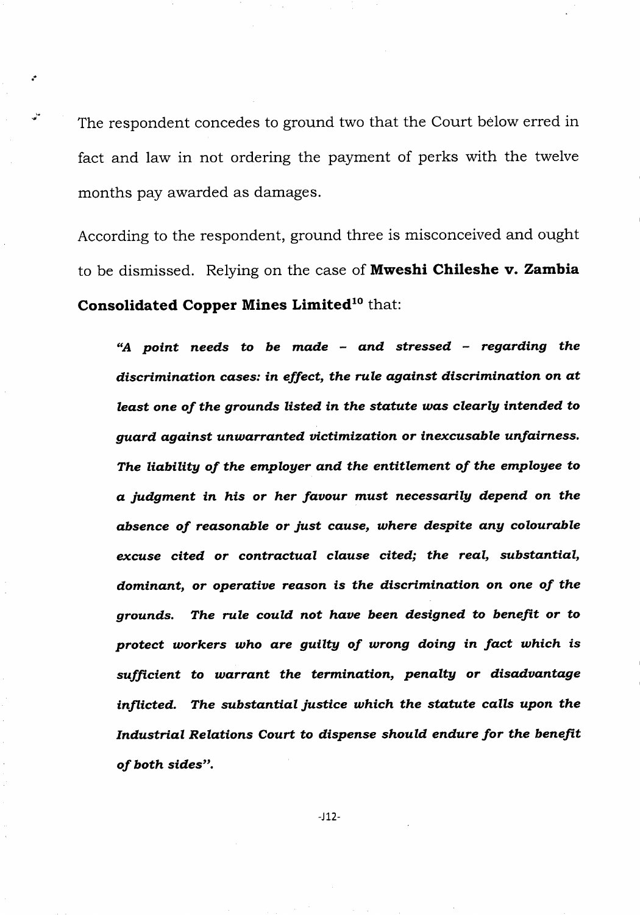The respondent concedes to ground two that the Court below erred in fact and law in not ordering the payment of perks with the twelve months pay awarded as damages.

According to the respondent, ground three is misconceived and ought to be dismissed. Relying on the case of **Mweshi Chileshe v. Zambia Consolidated Copper Mines Limited**[10] that:

> ***"A point needs to be made – and stressed – regarding the discrimination cases: in effect, the rule against discrimination on at least one of the grounds listed in the statute was clearly intended to guard against unwarranted victimization or inexcusable unfairness. The liability of the employer and the entitlement of the employee to a judgment in his or her favour must necessarily depend on the absence of reasonable or just cause, where despite any colourable excuse cited or contractual clause cited; the real, substantial, dominant, or operative reason is the discrimination on one of the grounds. The rule could not have been designed to benefit or to protect workers who are guilty of wrong doing in fact which is sufficient to warrant the termination, penalty or disadvantage inflicted. The substantial justice which the statute calls upon the Industrial Relations Court to dispense should endure for the benefit of both sides".***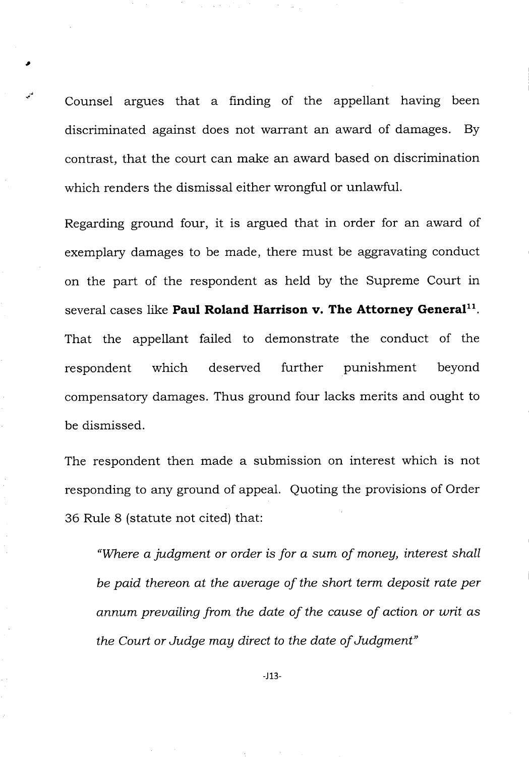Counsel argues that a finding of the appellant having been discriminated against does not warrant an award of damages. By contrast, that the court can make an award based on discrimination which renders the dismissal either wrongful or unlawful.

Regarding ground four, it is argued that in order for an award of exemplary damages to be made, there must be aggravating conduct on the part of the respondent as held by the Supreme Court in several cases like **Paul Roland Harrison v. The Attorney General**[11]. That the appellant failed to demonstrate the conduct of the respondent which deserved further punishment beyond compensatory damages. Thus ground four lacks merits and ought to be dismissed.

The respondent then made a submission on interest which is not responding to any ground of appeal. Quoting the provisions of Order 36 Rule 8 (statute not cited) that:

> *"Where a judgment or order is for a sum of money, interest shall be paid thereon at the average of the short term deposit rate per annum prevailing from the date of the cause of action or writ as the Court or Judge may direct to the date of Judgment"*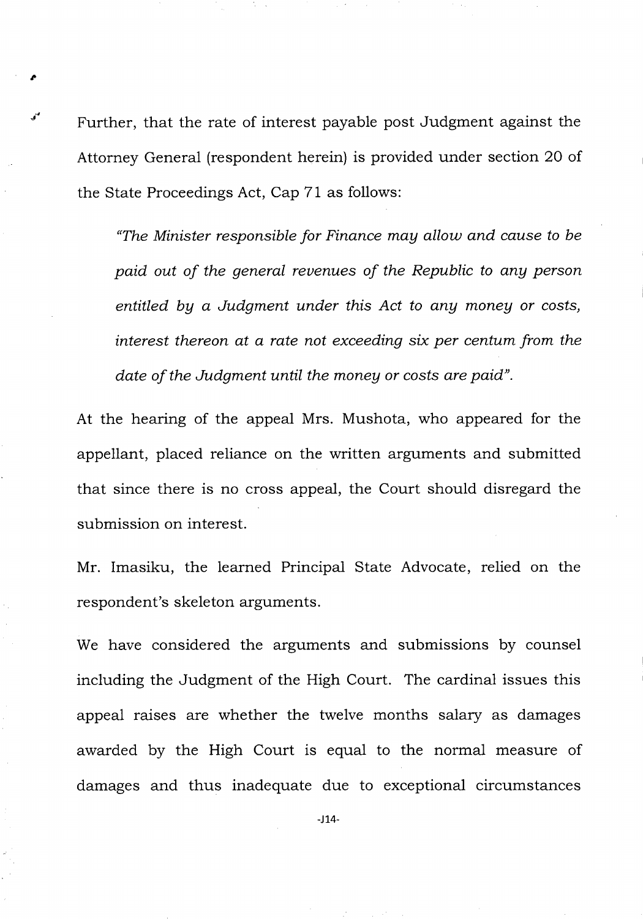Further, that the rate of interest payable post Judgment against the Attorney General (respondent herein) is provided under section 20 of the State Proceedings Act, Cap 71 as follows:

> *"The Minister responsible for Finance may allow and cause to be paid out of the general revenues of the Republic to any person entitled by a Judgment under this Act to any money or costs, interest thereon at a rate not exceeding six per centum from the date of the Judgment until the money or costs are paid".*

At the hearing of the appeal Mrs. Mushota, who appeared for the appellant, placed reliance on the written arguments and submitted that since there is no cross appeal, the Court should disregard the submission on interest.

Mr. Imasiku, the learned Principal State Advocate, relied on the respondent's skeleton arguments.

We have considered the arguments and submissions by counsel including the Judgment of the High Court. The cardinal issues this appeal raises are whether the twelve months salary as damages awarded by the High Court is equal to the normal measure of damages and thus inadequate due to exceptional circumstances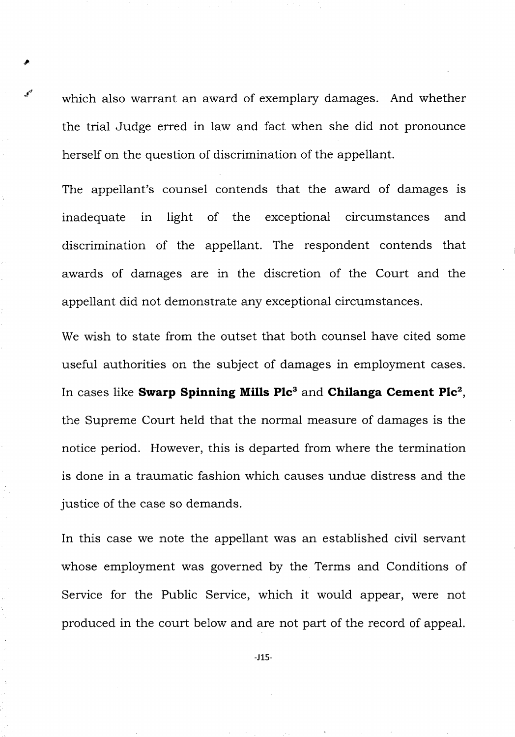which also warrant an award of exemplary damages. And whether the trial Judge erred in law and fact when she did not pronounce herself on the question of discrimination of the appellant.

The appellant's counsel contends that the award of damages is inadequate in light of the exceptional circumstances and discrimination of the appellant. The respondent contends that awards of damages are in the discretion of the Court and the appellant did not demonstrate any exceptional circumstances.

We wish to state from the outset that both counsel have cited some useful authorities on the subject of damages in employment cases. In cases like **Swarp Spinning Mills Plc**[3] and **Chilanga Cement Plc**[2], the Supreme Court held that the normal measure of damages is the notice period. However, this is departed from where the termination is done in a traumatic fashion which causes undue distress and the justice of the case so demands.

In this case we note the appellant was an established civil servant whose employment was governed by the Terms and Conditions of Service for the Public Service, which it would appear, were not produced in the court below and are not part of the record of appeal.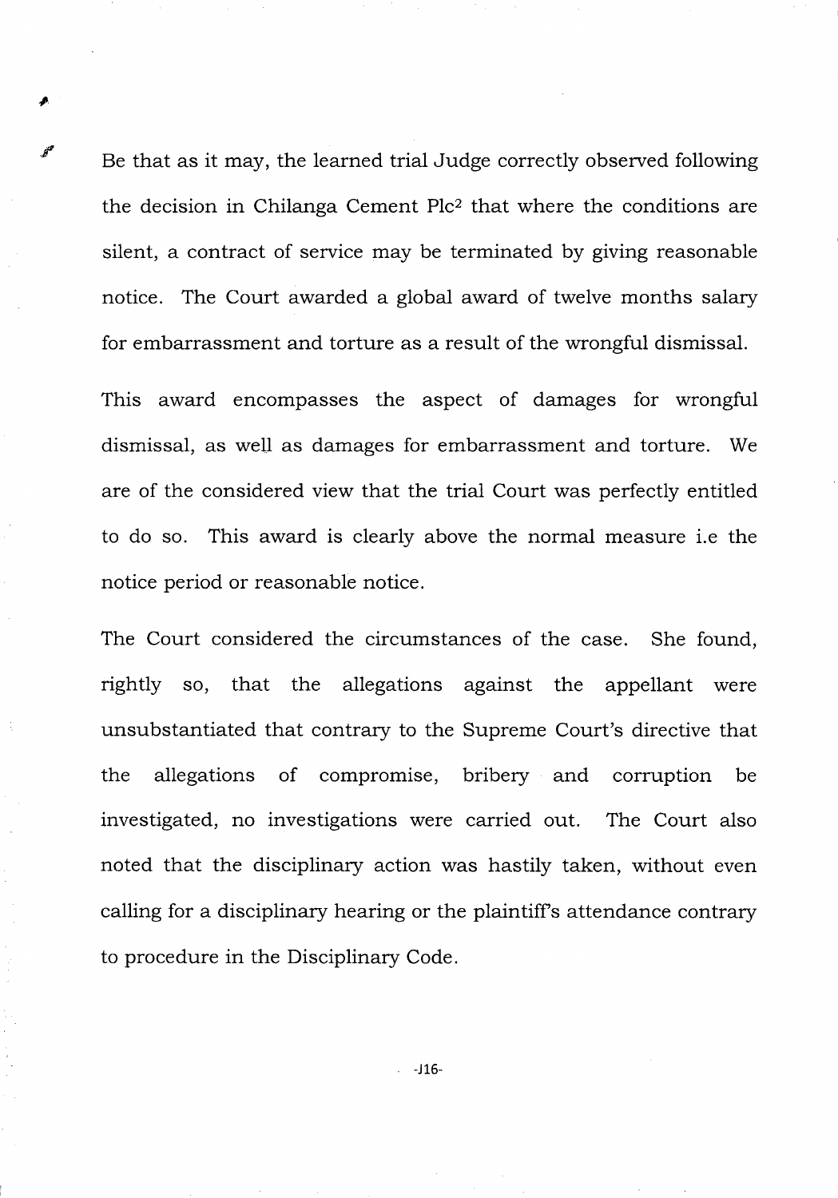Be that as it may, the learned trial Judge correctly observed following the decision in Chilanga Cement Plc[2] that where the conditions are silent, a contract of service may be terminated by giving reasonable notice. The Court awarded a global award of twelve months salary for embarrassment and torture as a result of the wrongful dismissal.

This award encompasses the aspect of damages for wrongful dismissal, as well as damages for embarrassment and torture. We are of the considered view that the trial Court was perfectly entitled to do so. This award is clearly above the normal measure i.e the notice period or reasonable notice.

The Court considered the circumstances of the case. She found, rightly so, that the allegations against the appellant were unsubstantiated that contrary to the Supreme Court's directive that the allegations of compromise, bribery and corruption be investigated, no investigations were carried out. The Court also noted that the disciplinary action was hastily taken, without even calling for a disciplinary hearing or the plaintiff's attendance contrary to procedure in the Disciplinary Code.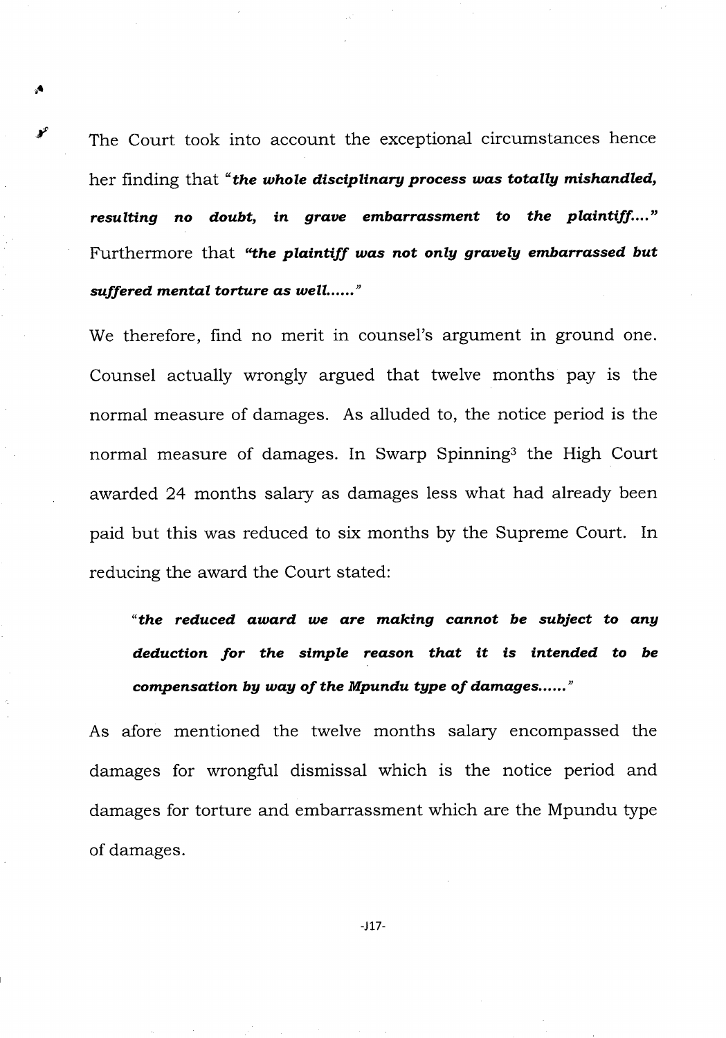The Court took into account the exceptional circumstances hence her finding that "***the whole disciplinary process was totally mishandled, resulting no doubt, in grave embarrassment to the plaintiff....***" Furthermore that ***"the plaintiff was not only gravely embarrassed but suffered mental torture as well......"***

We therefore, find no merit in counsel's argument in ground one. Counsel actually wrongly argued that twelve months pay is the normal measure of damages. As alluded to, the notice period is the normal measure of damages. In Swarp Spinning[3] the High Court awarded 24 months salary as damages less what had already been paid but this was reduced to six months by the Supreme Court. In reducing the award the Court stated:

> "***the reduced award we are making cannot be subject to any deduction for the simple reason that it is intended to be compensation by way of the Mpundu type of damages......***"

As afore mentioned the twelve months salary encompassed the damages for wrongful dismissal which is the notice period and damages for torture and embarrassment which are the Mpundu type of damages.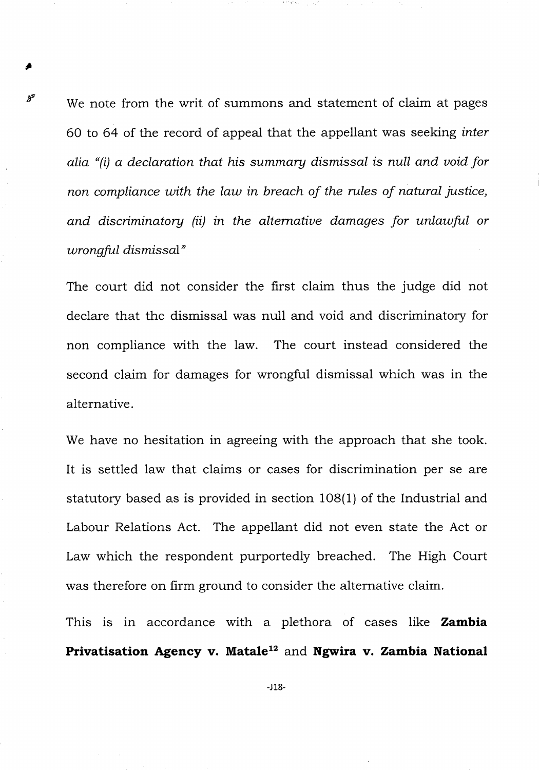We note from the writ of summons and statement of claim at pages 60 to 64 of the record of appeal that the appellant was seeking *inter alia "(i) a declaration that his summary dismissal is null and void for non compliance with the law in breach of the rules of natural justice, and discriminatory (ii) in the alternative damages for unlawful or wrongful dismissal"*

The court did not consider the first claim thus the judge did not declare that the dismissal was null and void and discriminatory for non compliance with the law. The court instead considered the second claim for damages for wrongful dismissal which was in the alternative.

We have no hesitation in agreeing with the approach that she took. It is settled law that claims or cases for discrimination per se are statutory based as is provided in section 108(1) of the Industrial and Labour Relations Act. The appellant did not even state the Act or Law which the respondent purportedly breached. The High Court was therefore on firm ground to consider the alternative claim.

This is in accordance with a plethora of cases like **Zambia Privatisation Agency v. Matale**[12] and **Ngwira v. Zambia National**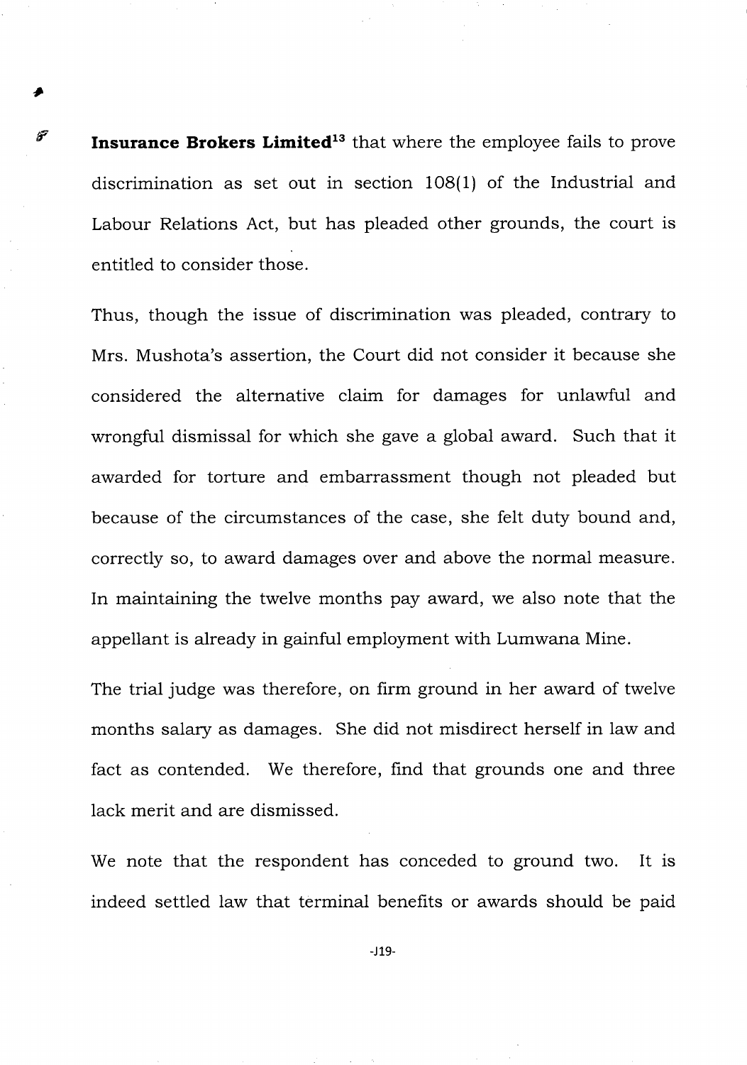**Insurance Brokers Limited**[13] that where the employee fails to prove discrimination as set out in section 108(1) of the Industrial and Labour Relations Act, but has pleaded other grounds, the court is entitled to consider those.

Thus, though the issue of discrimination was pleaded, contrary to Mrs. Mushota's assertion, the Court did not consider it because she considered the alternative claim for damages for unlawful and wrongful dismissal for which she gave a global award. Such that it awarded for torture and embarrassment though not pleaded but because of the circumstances of the case, she felt duty bound and, correctly so, to award damages over and above the normal measure. In maintaining the twelve months pay award, we also note that the appellant is already in gainful employment with Lumwana Mine.

The trial judge was therefore, on firm ground in her award of twelve months salary as damages. She did not misdirect herself in law and fact as contended. We therefore, find that grounds one and three lack merit and are dismissed.

We note that the respondent has conceded to ground two. It is indeed settled law that terminal benefits or awards should be paid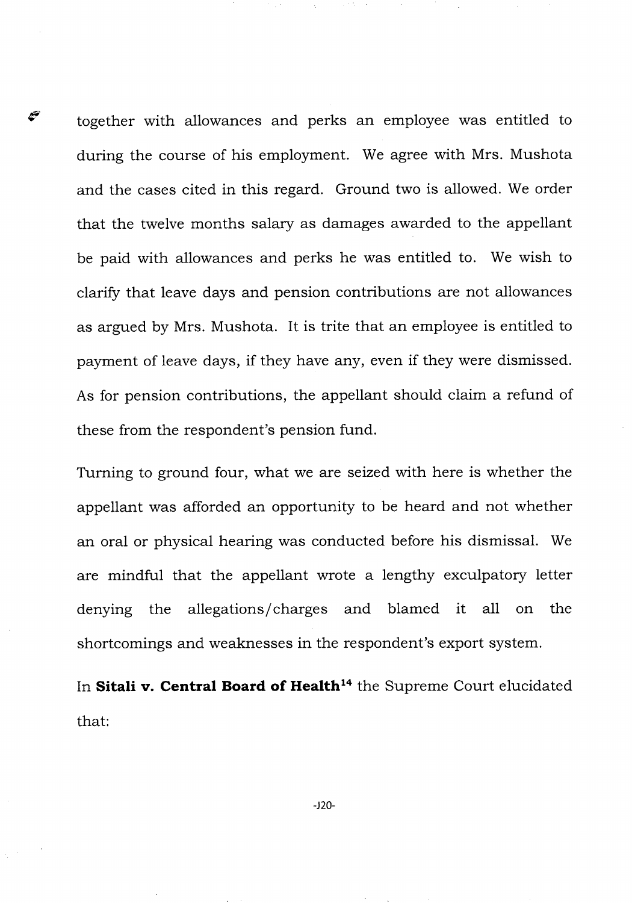together with allowances and perks an employee was entitled to during the course of his employment. We agree with Mrs. Mushota and the cases cited in this regard. Ground two is allowed. We order that the twelve months salary as damages awarded to the appellant be paid with allowances and perks he was entitled to. We wish to clarify that leave days and pension contributions are not allowances as argued by Mrs. Mushota. It is trite that an employee is entitled to payment of leave days, if they have any, even if they were dismissed. As for pension contributions, the appellant should claim a refund of these from the respondent's pension fund.

Turning to ground four, what we are seized with here is whether the appellant was afforded an opportunity to be heard and not whether an oral or physical hearing was conducted before his dismissal. We are mindful that the appellant wrote a lengthy exculpatory letter denying the allegations/charges and blamed it all on the shortcomings and weaknesses in the respondent's export system.

In **Sitali v. Central Board of Health**[14] the Supreme Court elucidated that: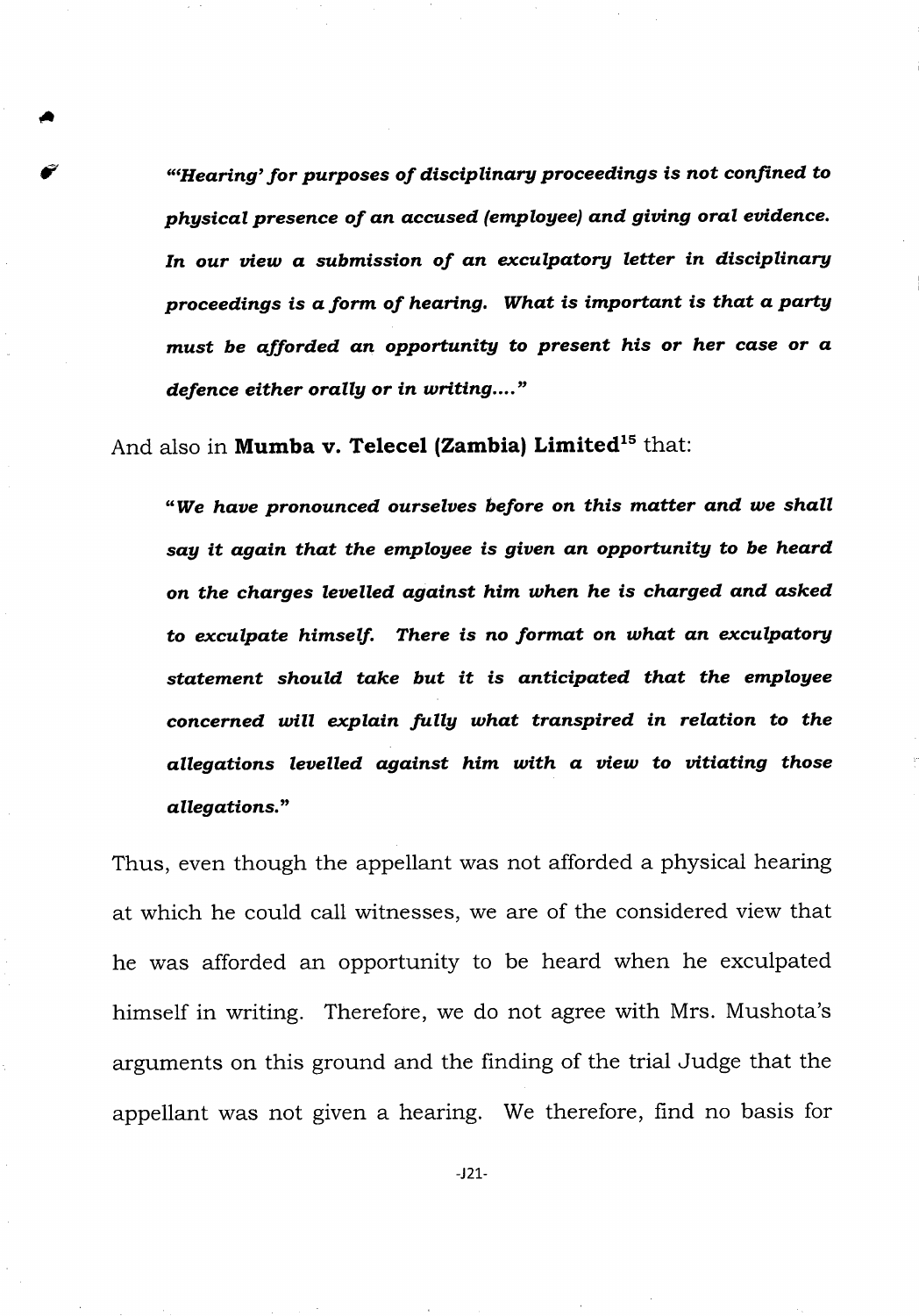*"'Hearing' for purposes of disciplinary proceedings is not confined to physical presence of an accused (employee) and giving oral evidence. In our view a submission of an exculpatory letter in disciplinary proceedings is a form of hearing. What is important is that a party must be afforded an opportunity to present his or her case or a defence either orally or in writing...."*

And also in **Mumba v. Telecel (Zambia) Limited**[15] that:

*"We have pronounced ourselves before on this matter and we shall say it again that the employee is given an opportunity to be heard on the charges levelled against him when he is charged and asked to exculpate himself. There is no format on what an exculpatory statement should take but it is anticipated that the employee concerned will explain fully what transpired in relation to the allegations levelled against him with a view to vitiating those allegations."*

Thus, even though the appellant was not afforded a physical hearing at which he could call witnesses, we are of the considered view that he was afforded an opportunity to be heard when he exculpated himself in writing. Therefore, we do not agree with Mrs. Mushota's arguments on this ground and the finding of the trial Judge that the appellant was not given a hearing. We therefore, find no basis for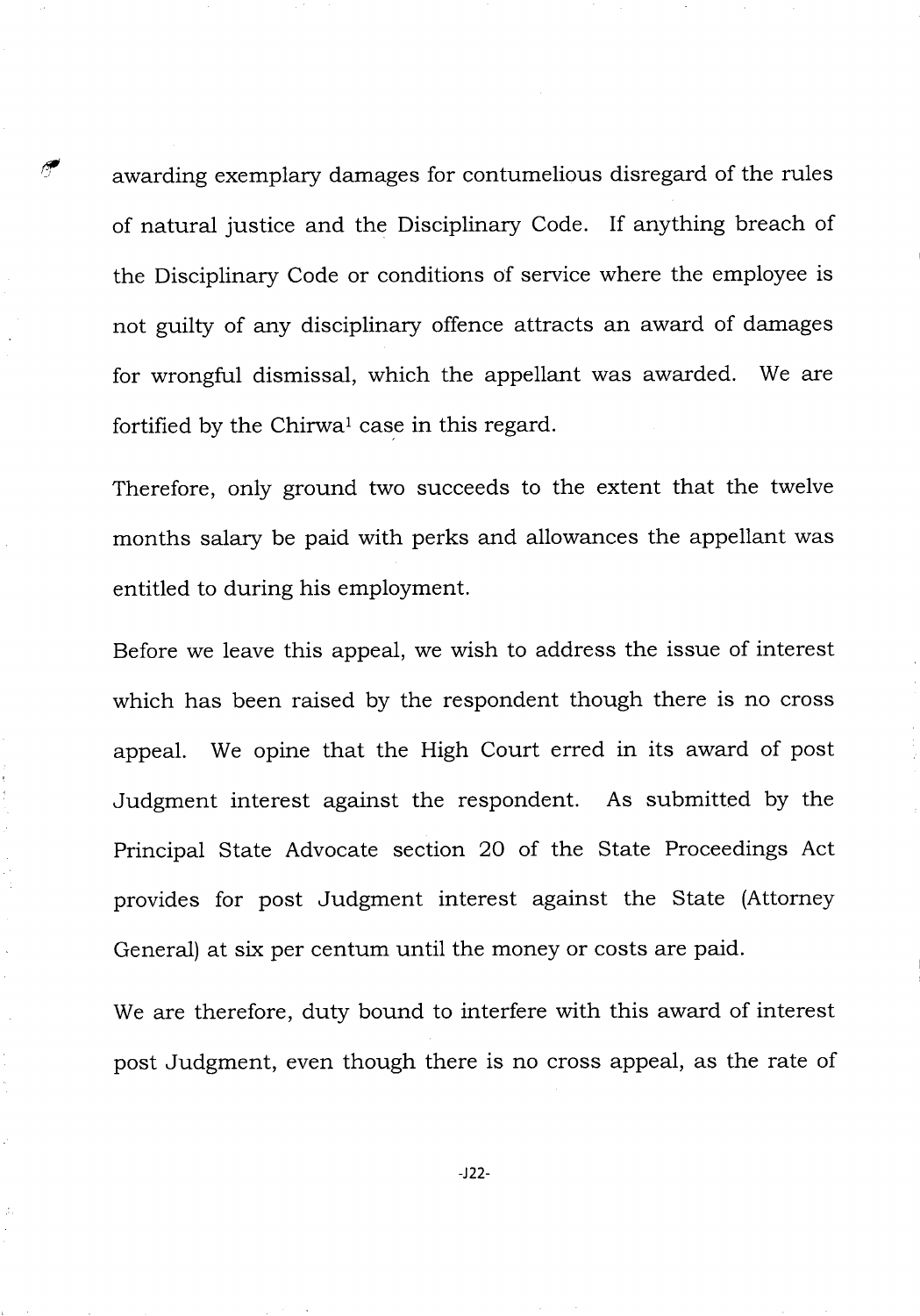awarding exemplary damages for contumelious disregard of the rules of natural justice and the Disciplinary Code. If anything breach of the Disciplinary Code or conditions of service where the employee is not guilty of any disciplinary offence attracts an award of damages for wrongful dismissal, which the appellant was awarded. We are fortified by the Chirwa[1] case in this regard.

Therefore, only ground two succeeds to the extent that the twelve months salary be paid with perks and allowances the appellant was entitled to during his employment.

Before we leave this appeal, we wish to address the issue of interest which has been raised by the respondent though there is no cross appeal. We opine that the High Court erred in its award of post Judgment interest against the respondent. As submitted by the Principal State Advocate section 20 of the State Proceedings Act provides for post Judgment interest against the State (Attorney General) at six per centum until the money or costs are paid.

We are therefore, duty bound to interfere with this award of interest post Judgment, even though there is no cross appeal, as the rate of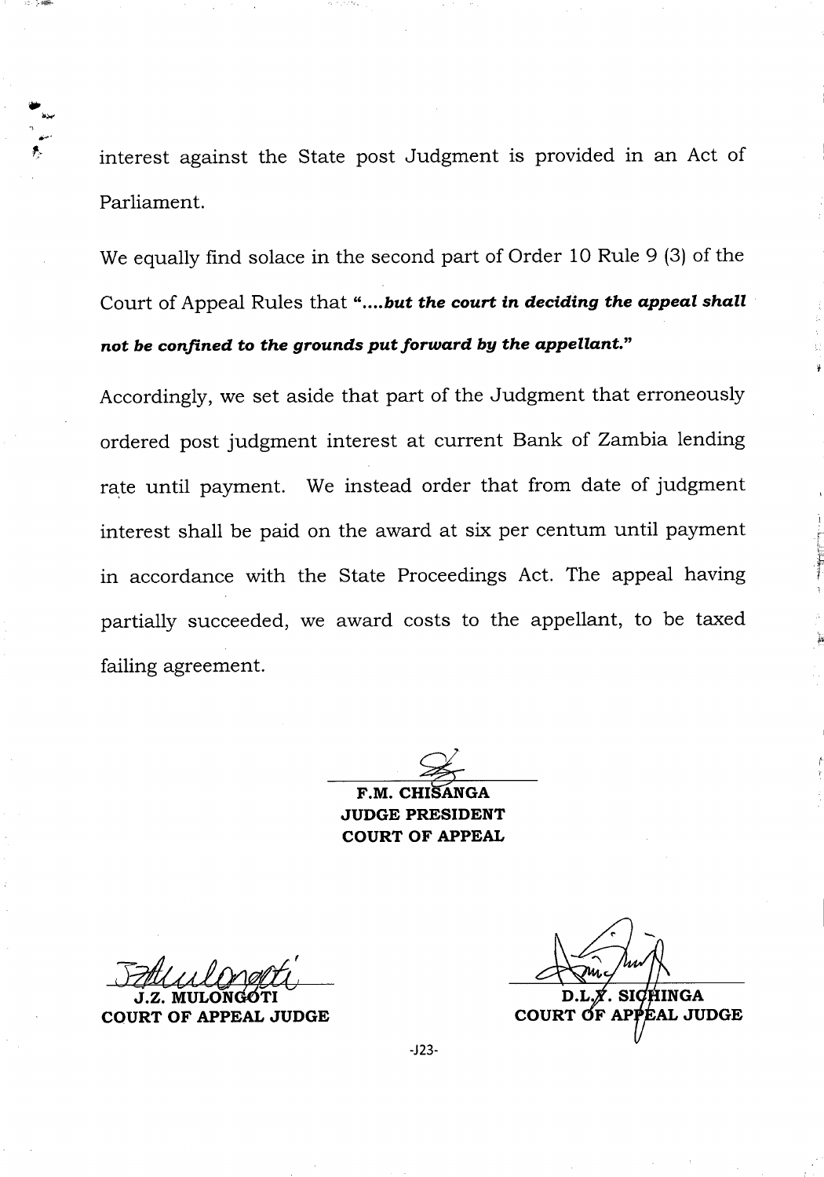interest against the State post Judgment is provided in an Act of Parliament.

We equally find solace in the second part of Order 10 Rule 9 (3) of the Court of Appeal Rules that ***"....but the court in deciding the appeal shall not be confined to the grounds put forward by the appellant."***

Accordingly, we set aside that part of the Judgment that erroneously ordered post judgment interest at current Bank of Zambia lending rate until payment. We instead order that from date of judgment interest shall be paid on the award at six per centum until payment in accordance with the State Proceedings Act. The appeal having partially succeeded, we award costs to the appellant, to be taxed failing agreement.

**F.M. CHISANGA**
**JUDGE PRESIDENT**
**COURT OF APPEAL**

**J.Z. MULONGOTI**
**COURT OF APPEAL JUDGE**

**D.L.Y. SICHINGA**
**COURT OF APPEAL JUDGE**